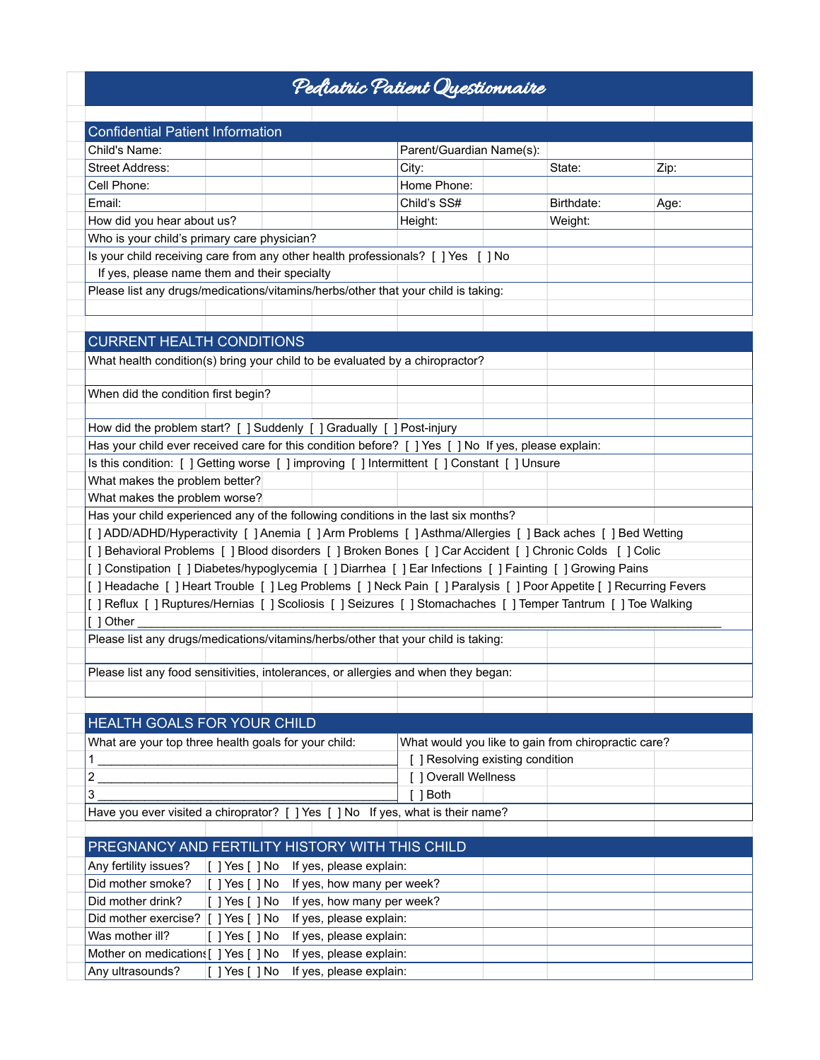# Pediatric Patient Questionnaire

## Confidential Patient Information

| | | | |
|---|---|---|---|
| Child's Name: | Parent/Guardian Name(s): | | |
| Street Address: | City: | State: | Zip: |
| Cell Phone: | Home Phone: | | |
| Email: | Child's SS# | Birthdate: | Age: |
| How did you hear about us? | Height: | Weight: | |

Who is your child's primary care physician?

Is your child receiving care from any other health professionals? [ ] Yes [ ] No

If yes, please name them and their specialty

Please list any drugs/medications/vitamins/herbs/other that your child is taking:

## CURRENT HEALTH CONDITIONS

What health condition(s) bring your child to be evaluated by a chiropractor?

When did the condition first begin?

How did the problem start? [ ] Suddenly [ ] Gradually [ ] Post-injury

Has your child ever received care for this condition before? [ ] Yes [ ] No If yes, please explain:

Is this condition: [ ] Getting worse [ ] improving [ ] Intermittent [ ] Constant [ ] Unsure

What makes the problem better?

What makes the problem worse?

Has your child experienced any of the following conditions in the last six months?

[ ] ADD/ADHD/Hyperactivity [ ] Anemia [ ] Arm Problems [ ] Asthma/Allergies [ ] Back aches [ ] Bed Wetting
[ ] Behavioral Problems [ ] Blood disorders [ ] Broken Bones [ ] Car Accident [ ] Chronic Colds [ ] Colic
[ ] Constipation [ ] Diabetes/hypoglycemia [ ] Diarrhea [ ] Ear Infections [ ] Fainting [ ] Growing Pains
[ ] Headache [ ] Heart Trouble [ ] Leg Problems [ ] Neck Pain [ ] Paralysis [ ] Poor Appetite [ ] Recurring Fevers
[ ] Reflux [ ] Ruptures/Hernias [ ] Scoliosis [ ] Seizures [ ] Stomachaches [ ] Temper Tantrum [ ] Toe Walking
[ ] Other ________________________________________________________________________________

Please list any drugs/medications/vitamins/herbs/other that your child is taking:

Please list any food sensitivities, intolerances, or allergies and when they began:

## HEALTH GOALS FOR YOUR CHILD

| What are your top three health goals for your child: | What would you like to gain from chiropractic care? |
|---|---|
| 1 ____________________________________________ | [ ] Resolving existing condition |
| 2 ____________________________________________ | [ ] Overall Wellness |
| 3 ____________________________________________ | [ ] Both |

Have you ever visited a chiropator? [ ] Yes [ ] No If yes, what is their name?

## PREGNANCY AND FERTILITY HISTORY WITH THIS CHILD

| | | |
|---|---|---|
| Any fertility issues? | [ ] Yes [ ] No | If yes, please explain: |
| Did mother smoke? | [ ] Yes [ ] No | If yes, how many per week? |
| Did mother drink? | [ ] Yes [ ] No | If yes, how many per week? |
| Did mother exercise? | [ ] Yes [ ] No | If yes, please explain: |
| Was mother ill? | [ ] Yes [ ] No | If yes, please explain: |
| Mother on medications | [ ] Yes [ ] No | If yes, please explain: |
| Any ultrasounds? | [ ] Yes [ ] No | If yes, please explain: |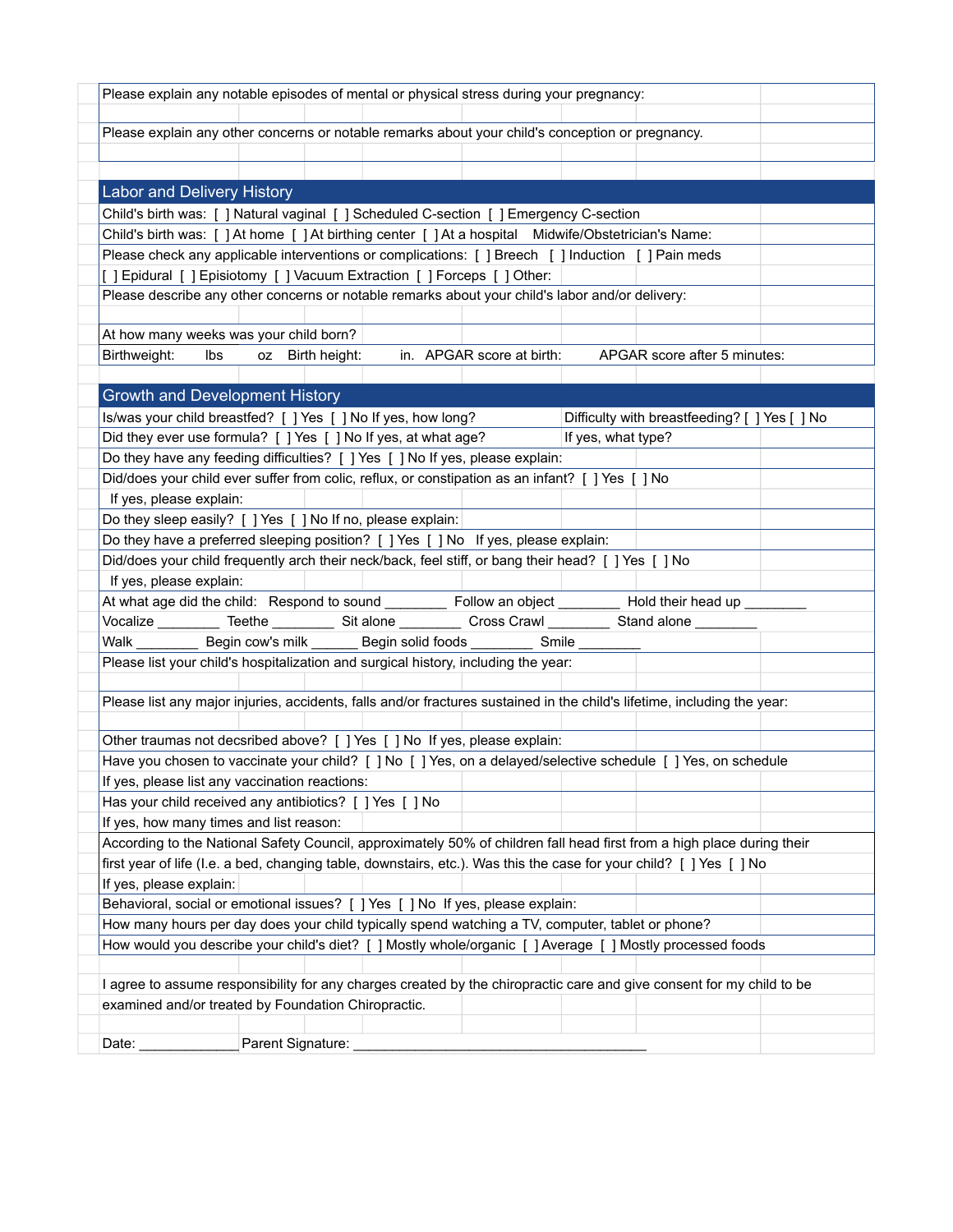Please explain any notable episodes of mental or physical stress during your pregnancy:

Please explain any other concerns or notable remarks about your child's conception or pregnancy.

## Labor and Delivery History

Child's birth was: [ ] Natural vaginal [ ] Scheduled C-section [ ] Emergency C-section

Child's birth was: [ ] At home [ ] At birthing center [ ] At a hospital Midwife/Obstetrician's Name:

Please check any applicable interventions or complications: [ ] Breech [ ] Induction [ ] Pain meds

[ ] Epidural [ ] Episiotomy [ ] Vacuum Extraction [ ] Forceps [ ] Other:

Please describe any other concerns or notable remarks about your child's labor and/or delivery:

At how many weeks was your child born?

Birthweight: lbs oz Birth height: in. APGAR score at birth: APGAR score after 5 minutes:

## Growth and Development History

Is/was your child breastfed? [ ] Yes [ ] No If yes, how long? Difficulty with breastfeeding? [ ] Yes [ ] No

Did they ever use formula? [ ] Yes [ ] No If yes, at what age? If yes, what type?

Do they have any feeding difficulties? [ ] Yes [ ] No If yes, please explain:

Did/does your child ever suffer from colic, reflux, or constipation as an infant? [ ] Yes [ ] No

If yes, please explain:

Do they sleep easily? [ ] Yes [ ] No If no, please explain:

Do they have a preferred sleeping position? [ ] Yes [ ] No If yes, please explain:

Did/does your child frequently arch their neck/back, feel stiff, or bang their head? [ ] Yes [ ] No

If yes, please explain:

At what age did the child: Respond to sound ________ Follow an object ________ Hold their head up ________

Vocalize ________ Teethe ________ Sit alone ________ Cross Crawl ________ Stand alone ________

Walk ________ Begin cow's milk ______ Begin solid foods ________ Smile ________

Please list your child's hospitalization and surgical history, including the year:

Please list any major injuries, accidents, falls and/or fractures sustained in the child's lifetime, including the year:

Other traumas not decsribed above? [ ] Yes [ ] No If yes, please explain:

Have you chosen to vaccinate your child? [ ] No [ ] Yes, on a delayed/selective schedule [ ] Yes, on schedule

If yes, please list any vaccination reactions:

Has your child received any antibiotics? [ ] Yes [ ] No

If yes, how many times and list reason:

According to the National Safety Council, approximately 50% of children fall head first from a high place during their first year of life (I.e. a bed, changing table, downstairs, etc.). Was this the case for your child? [ ] Yes [ ] No

If yes, please explain:

Behavioral, social or emotional issues? [ ] Yes [ ] No If yes, please explain:

How many hours per day does your child typically spend watching a TV, computer, tablet or phone?

How would you describe your child's diet? [ ] Mostly whole/organic [ ] Average [ ] Mostly processed foods

I agree to assume responsibility for any charges created by the chiropractic care and give consent for my child to be examined and/or treated by Foundation Chiropractic.

Date: _____________ Parent Signature: ______________________________________